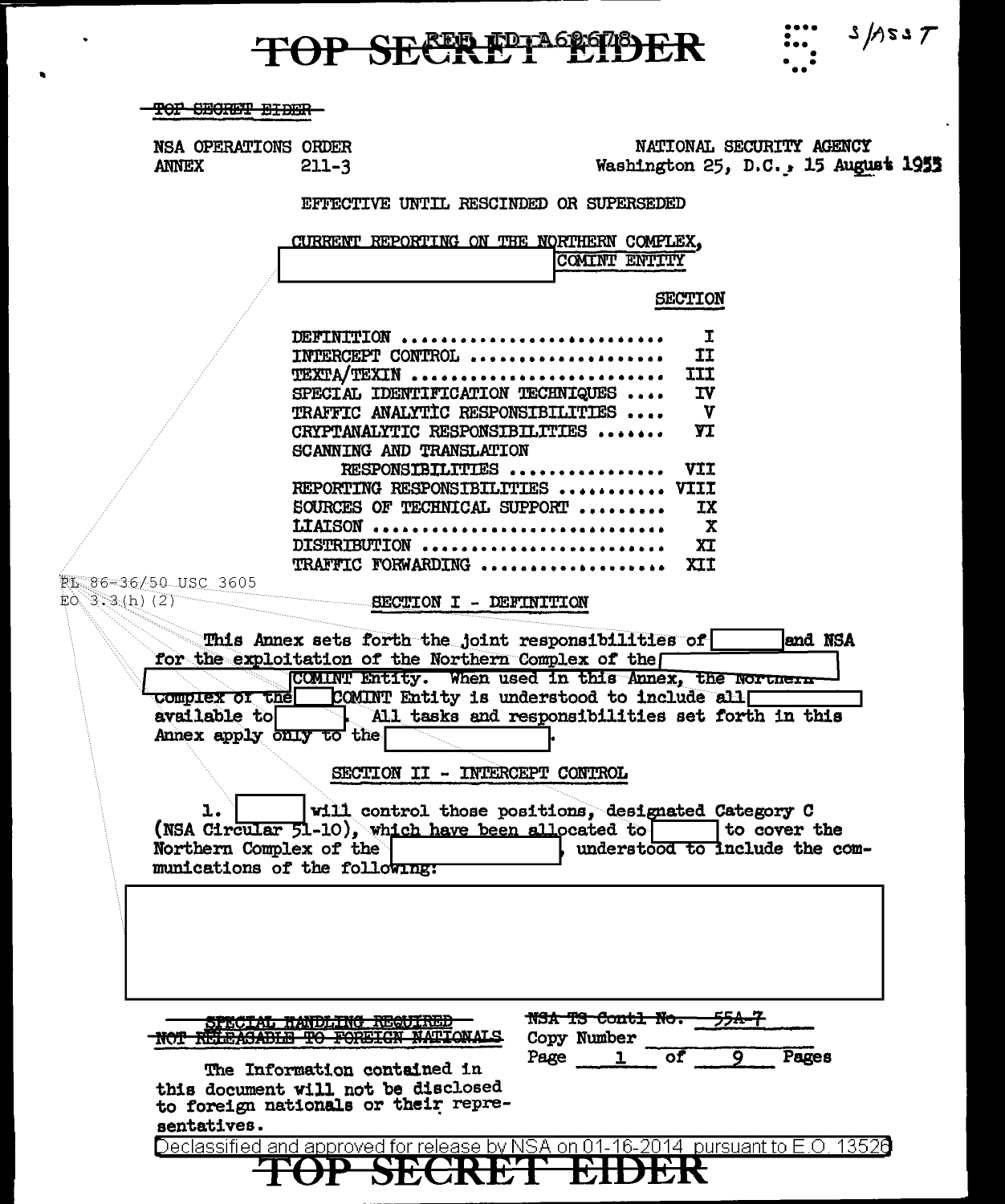TOP SECRET EIDER

NSA OPERATIONS ORDER
ANNEX 211-3

NATIONAL SECURITY AGENCY
Washington 25, D.C., 15 August 1955

EFFECTIVE UNTIL RESCINDED OR SUPERSEDED

CURRENT REPORTING ON THE NORTHERN COMPLEX, [REDACTED] COMINT ENTITY

| | SECTION |
|---|---|
| DEFINITION ........................... | I |
| INTERCEPT CONTROL ..................... | II |
| TEXTA/TEXIN ........................... | III |
| SPECIAL IDENTIFICATION TECHNIQUES .... | IV |
| TRAFFIC ANALYTIC RESPONSIBILITIES .... | V |
| CRYPTANALYTIC RESPONSIBILITIES ....... | VI |
| SCANNING AND TRANSLATION RESPONSIBILITIES ................ | VII |
| REPORTING RESPONSIBILITIES ........... | VIII |
| SOURCES OF TECHNICAL SUPPORT ......... | IX |
| LIAISON .............................. | X |
| DISTRIBUTION ......................... | XI |
| TRAFFIC FORWARDING ................... | XII |

PL 86-36/50 USC 3605
EO 3.3(h)(2)

## SECTION I - DEFINITION

This Annex sets forth the joint responsibilities of [REDACTED] and NSA for the exploitation of the Northern Complex of the [REDACTED] COMINT Entity. When used in this Annex, the Northern Complex of the [REDACTED] COMINT Entity is understood to include all [REDACTED] available to [REDACTED]. All tasks and responsibilities set forth in this Annex apply only to the [REDACTED].

## SECTION II - INTERCEPT CONTROL

1. [REDACTED] will control those positions, designated Category C (NSA Circular 51-10), which have been allocated to [REDACTED] to cover the Northern Complex of the [REDACTED], understood to include the communications of the following:

[REDACTED]

~~SPECIAL HANDLING REQUIRED~~
~~NOT RELEASABLE TO FOREIGN NATIONALS~~

The Information contained in this document will not be disclosed to foreign nationals or their representatives.

~~NSA TS Contl No. 55A-7~~
Copy Number
Page 1 of 9 Pages

Declassified and approved for release by NSA on 01-16-2014 pursuant to E.O. 13526

TOP SECRET EIDER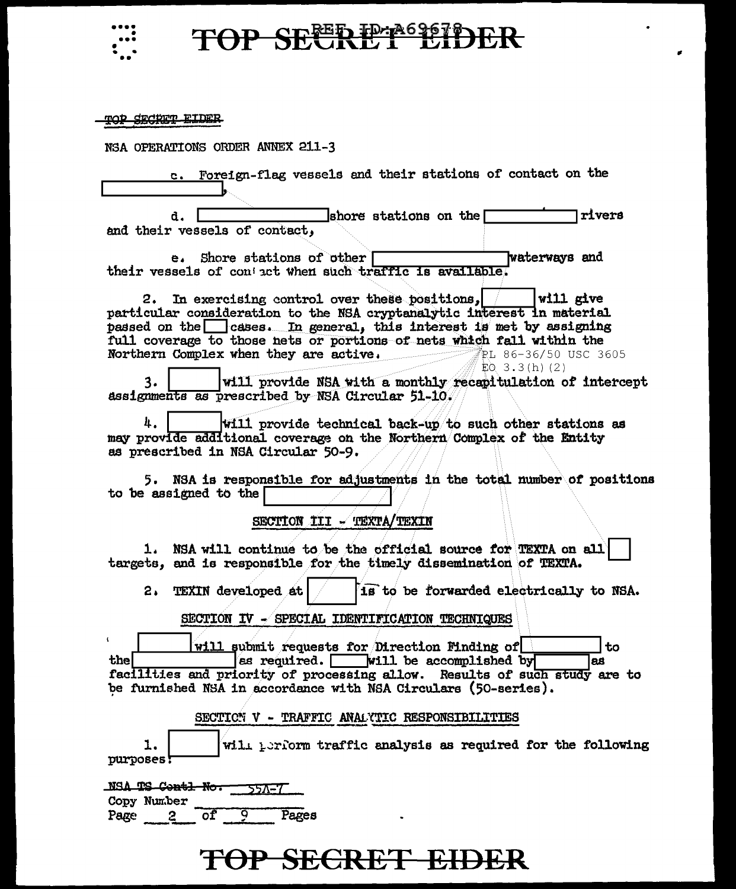TOP SECRET EIDER

NSA OPERATIONS ORDER ANNEX 211-3

c. Foreign-flag vessels and their stations of contact on the [ ].

d. [ ] shore stations on the [ ] rivers and their vessels of contact,

e. Shore stations of other [ ] waterways and their vessels of contact when such traffic is available.

2. In exercising control over these positions, [ ] will give particular consideration to the NSA cryptanalytic interest in material passed on the [ ] cases. In general, this interest is met by assigning full coverage to those nets or portions of nets which fall within the Northern Complex when they are active.

PL 86-36/50 USC 3605
EO 3.3(h)(2)

3. [ ] will provide NSA with a monthly recapitulation of intercept assignments as prescribed by NSA Circular 51-10.

4. [ ] will provide technical back-up to such other stations as may provide additional coverage on the Northern Complex of the Entity as prescribed in NSA Circular 50-9.

5. NSA is responsible for adjustments in the total number of positions to be assigned to the [ ]

## SECTION III - TEXTA/TEXIN

1. NSA will continue to be the official source for TEXTA on all [ ] targets, and is responsible for the timely dissemination of TEXTA.

2. TEXIN developed at [ ] is to be forwarded electrically to NSA.

## SECTION IV - SPECIAL IDENTIFICATION TECHNIQUES

[ ] will submit requests for Direction Finding of [ ] to the [ ] as required. [ ] will be accomplished by [ ] as facilities and priority of processing allow. Results of such study are to be furnished NSA in accordance with NSA Circulars (50-series).

## SECTION V - TRAFFIC ANALYTIC RESPONSIBILITIES

1. [ ] will perform traffic analysis as required for the following purposes:

NSA TS Contl No. 55A-7
Copy Number ______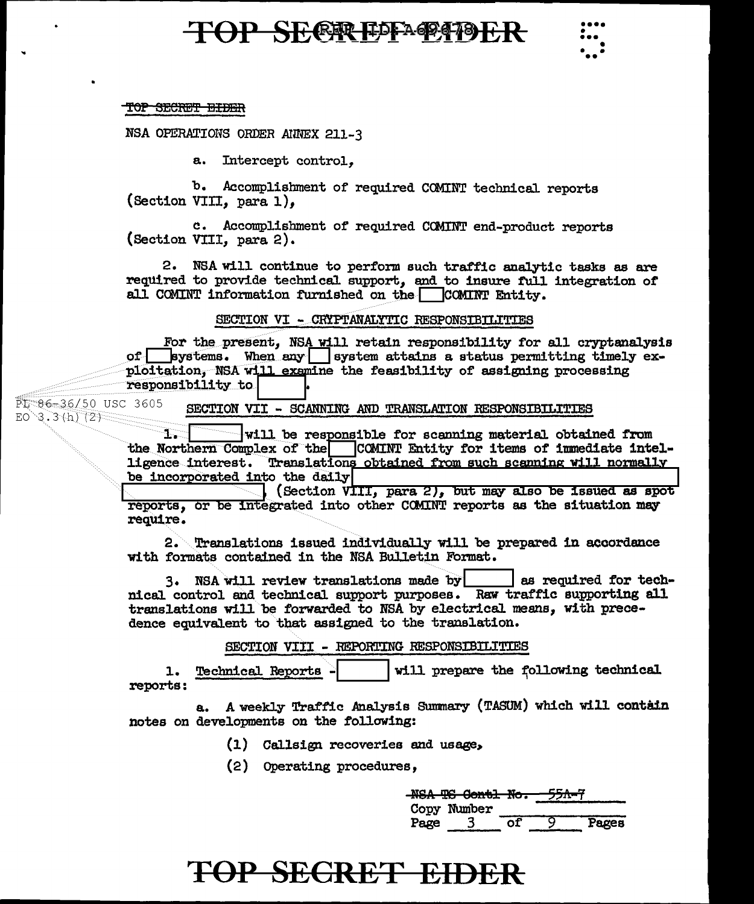~~TOP SECRET EIDER~~

NSA OPERATIONS ORDER ANNEX 211-3

a. Intercept control,

b. Accomplishment of required COMINT technical reports (Section VIII, para 1),

c. Accomplishment of required COMINT end-product reports (Section VIII, para 2).

2. NSA will continue to perform such traffic analytic tasks as are required to provide technical support, and to insure full integration of all COMINT information furnished on the [ ] COMINT Entity.

SECTION VI - CRYPTANALYTIC RESPONSIBILITIES

For the present, NSA will retain responsibility for all cryptanalysis of [ ] systems. When any [ ] system attains a status permitting timely exploitation, NSA will examine the feasibility of assigning processing responsibility to [ ].

PL 86-36/50 USC 3605
EO 3.3(h)(2)

SECTION VII - SCANNING AND TRANSLATION RESPONSIBILITIES

1. [ ] will be responsible for scanning material obtained from the Northern Complex of the [ ] COMINT Entity for items of immediate intelligence interest. Translations obtained from such scanning will normally be incorporated into the daily [ ] (Section VIII, para 2), but may also be issued as spot reports, or be integrated into other COMINT reports as the situation may require.

2. Translations issued individually will be prepared in accordance with formats contained in the NSA Bulletin Format.

3. NSA will review translations made by [ ] as required for technical control and technical support purposes. Raw traffic supporting all translations will be forwarded to NSA by electrical means, with precedence equivalent to that assigned to the translation.

SECTION VIII - REPORTING RESPONSIBILITIES

1. Technical Reports - [ ] will prepare the following technical reports:

a. A weekly Traffic Analysis Summary (TASUM) which will contain notes on developments on the following:

(1) Callsign recoveries and usage,

(2) Operating procedures,

~~NSA TS Contl No. 55A-7~~
Copy Number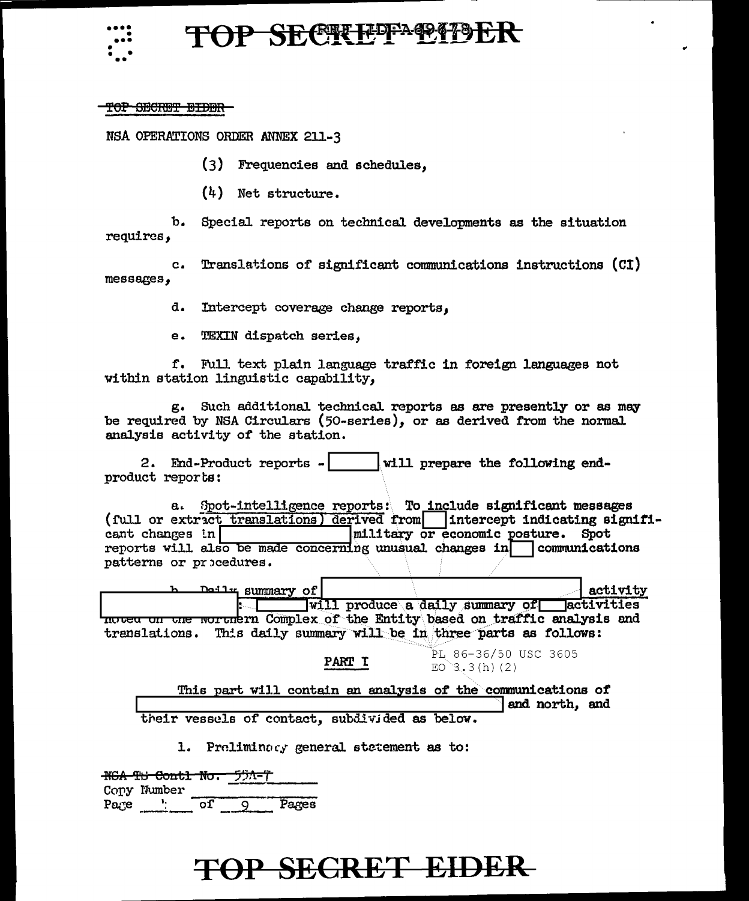~~TOP SECRET EIDER~~

NSA OPERATIONS ORDER ANNEX 211-3

(3) Frequencies and schedules,

(4) Net structure.

b. Special reports on technical developments as the situation requires,

c. Translations of significant communications instructions (CI) messages,

d. Intercept coverage change reports,

e. TEXIN dispatch series,

f. Full text plain language traffic in foreign languages not within station linguistic capability,

g. Such additional technical reports as are presently or as may be required by NSA Circulars (50-series), or as derived from the normal analysis activity of the station.

2. End-Product reports - [ ] will prepare the following end-product reports:

a. Spot-intelligence reports: To include significant messages (full or extract translations) derived from [ ] intercept indicating significant changes in [ ] military or economic posture. Spot reports will also be made concerning unusual changes in [ ] communications patterns or procedures.

b. Daily summary of [ ] activity [ ]: [ ] will produce a daily summary of [ ] activities noted on the Northern Complex of the Entity based on traffic analysis and translations. This daily summary will be in three parts as follows:

PL 86-36/50 USC 3605
EO 3.3(h)(2)

PART I

This part will contain an analysis of the communications of [ ] and north, and their vessels of contact, subdivided as below.

1. Preliminary general statement as to:

~~NSA TS Contl No. 55A-7~~
Copy Number
Page 4 of 9 Pages

TOP SECRET EIDER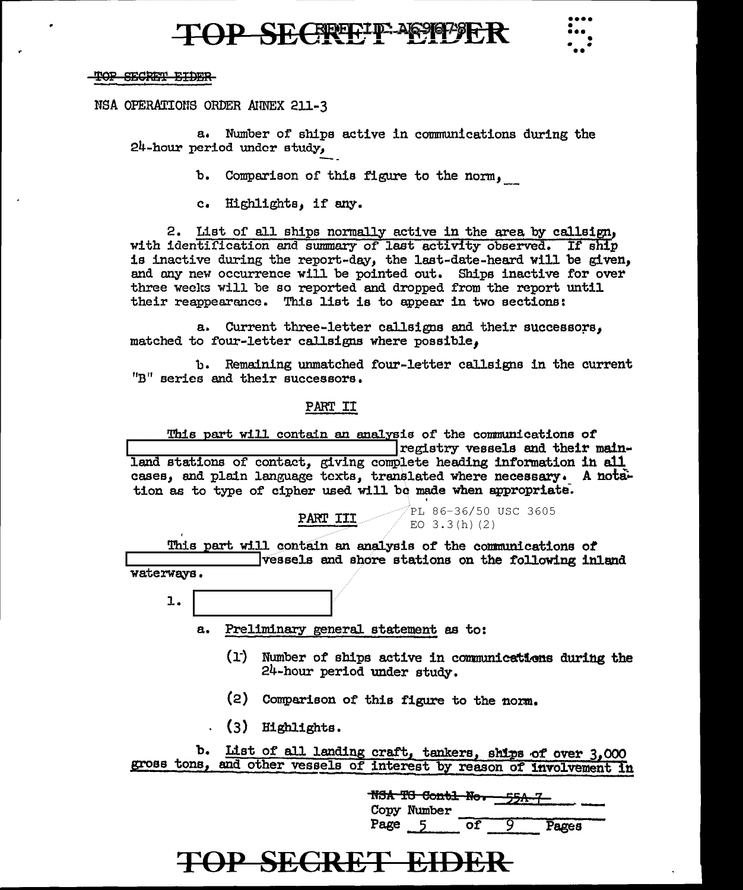TOP SECRET EIDER

NSA OPERATIONS ORDER ANNEX 211-3

a. Number of ships active in communications during the 24-hour period under study,

b. Comparison of this figure to the norm,

c. Highlights, if any.

2. List of all ships normally active in the area by callsign, with identification and summary of last activity observed. If ship is inactive during the report-day, the last-date-heard will be given, and any new occurrence will be pointed out. Ships inactive for over three weeks will be so reported and dropped from the report until their reappearance. This list is to appear in two sections:

a. Current three-letter callsigns and their successors, matched to four-letter callsigns where possible,

b. Remaining unmatched four-letter callsigns in the current "B" series and their successors.

PART II

This part will contain an analysis of the communications of [REDACTED] registry vessels and their mainland stations of contact, giving complete heading information in all cases, and plain language texts, translated where necessary. A notation as to type of cipher used will be made when appropriate.

PART III

PL 86-36/50 USC 3605
EO 3.3(h)(2)

This part will contain an analysis of the communications of [REDACTED] vessels and shore stations on the following inland waterways.

1. [REDACTED]

a. Preliminary general statement as to:

(1) Number of ships active in communications during the 24-hour period under study.

(2) Comparison of this figure to the norm.

(3) Highlights.

b. List of all landing craft, tankers, ships of over 3,000 gross tons, and other vessels of interest by reason of involvement in

~~NSA TS Contl No.~~ 55A-7
Copy Number

TOP SECRET EIDER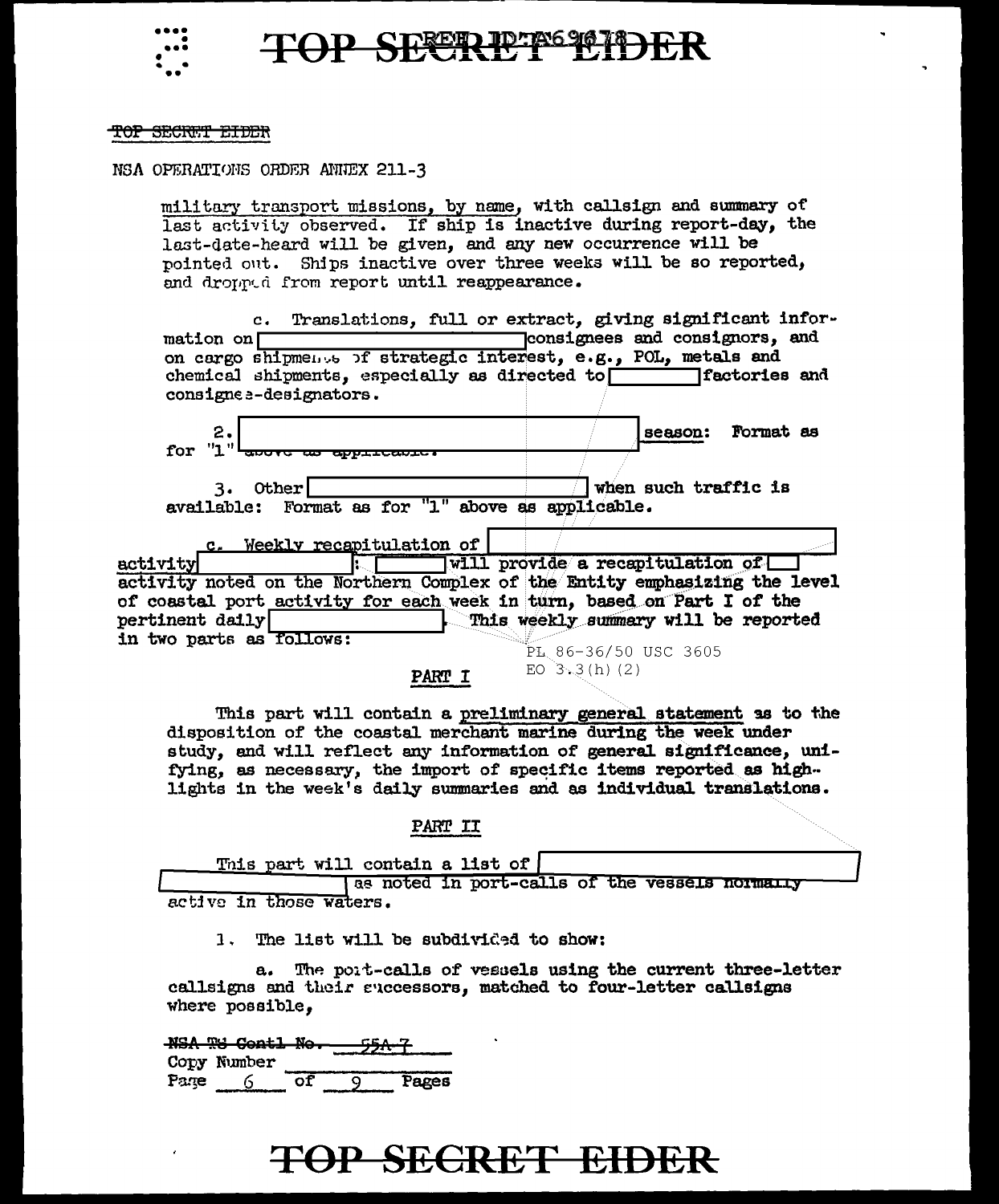~~TOP SECRET EIDER~~

NSA OPERATIONS ORDER ANNEX 211-3

military transport missions, by name, with callsign and summary of last activity observed. If ship is inactive during report-day, the last-date-heard will be given, and any new occurrence will be pointed out. Ships inactive over three weeks will be so reported, and dropped from report until reappearance.

c. Translations, full or extract, giving significant information on [REDACTED] consignees and consignors, and on cargo shipments of strategic interest, e.g., POL, metals and chemical shipments, especially as directed to [REDACTED] factories and consignee-designators.

2. [REDACTED] season: Format as for "1" above as applicable.

3. Other [REDACTED] when such traffic is available: Format as for "1" above as applicable.

c. Weekly recapitulation of [REDACTED] activity [REDACTED]: [REDACTED] will provide a recapitulation of [REDACTED] activity noted on the Northern Complex of the Entity emphasizing the level of coastal port activity for each week in turn, based on Part I of the pertinent daily [REDACTED]. This weekly summary will be reported in two parts as follows:

PL 86-36/50 USC 3605
EO 3.3(h)(2)

PART I

This part will contain a preliminary general statement as to the disposition of the coastal merchant marine during the week under study, and will reflect any information of general significance, unifying, as necessary, the import of specific items reported as highlights in the week's daily summaries and as individual translations.

PART II

This part will contain a list of [REDACTED] as noted in port-calls of the vessels normally active in those waters.

1. The list will be subdivided to show:

a. The port-calls of vessels using the current three-letter callsigns and their successors, matched to four-letter callsigns where possible,

~~NSA TS Contl No.~~ 55A-7
Copy Number
Page 6 of 9 Pages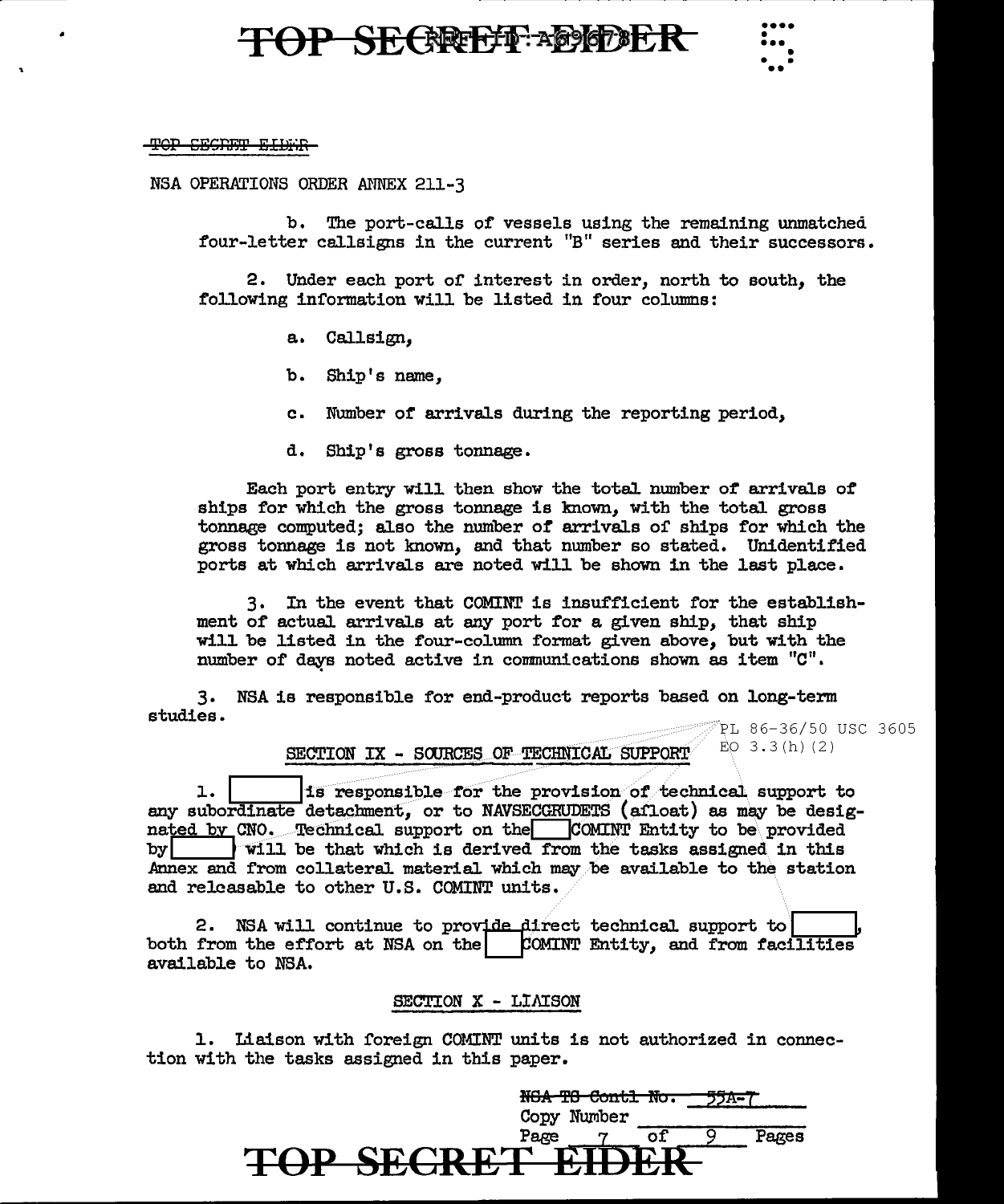NSA OPERATIONS ORDER ANNEX 211-3

b. The port-calls of vessels using the remaining unmatched four-letter callsigns in the current "B" series and their successors.

2. Under each port of interest in order, north to south, the following information will be listed in four columns:

a. Callsign,

b. Ship's name,

c. Number of arrivals during the reporting period,

d. Ship's gross tonnage.

Each port entry will then show the total number of arrivals of ships for which the gross tonnage is known, with the total gross tonnage computed; also the number of arrivals of ships for which the gross tonnage is not known, and that number so stated. Unidentified ports at which arrivals are noted will be shown in the last place.

3. In the event that COMINT is insufficient for the establishment of actual arrivals at any port for a given ship, that ship will be listed in the four-column format given above, but with the number of days noted active in communications shown as item "C".

3. NSA is responsible for end-product reports based on long-term studies.

PL 86-36/50 USC 3605
EO 3.3(h)(2)

## SECTION IX - SOURCES OF TECHNICAL SUPPORT

1. [ ] is responsible for the provision of technical support to any subordinate detachment, or to NAVSECGRUDETS (afloat) as may be designated by CNO. Technical support on the [ ] COMINT Entity to be provided by [ ] will be that which is derived from the tasks assigned in this Annex and from collateral material which may be available to the station and releasable to other U.S. COMINT units.

2. NSA will continue to provide direct technical support to [ ], both from the effort at NSA on the [ ] COMINT Entity, and from facilities available to NSA.

## SECTION X - LIAISON

1. Liaison with foreign COMINT units is not authorized in connection with the tasks assigned in this paper.

~~NSA TS Contl No. 55A-7~~
Copy Number ______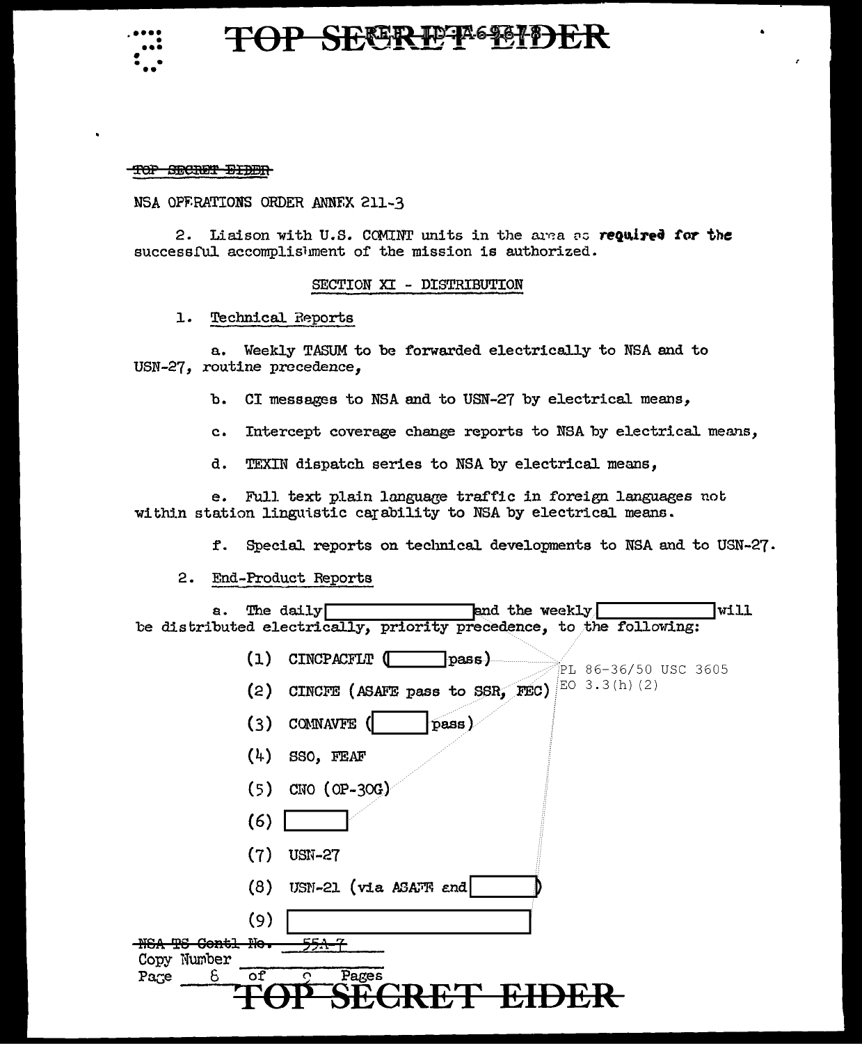~~TOP SECRET EIDER~~

NSA OPERATIONS ORDER ANNEX 211-3

2. Liaison with U.S. COMINT units in the area as required for the successful accomplishment of the mission is authorized.

SECTION XI - DISTRIBUTION

1. Technical Reports

a. Weekly TASUM to be forwarded electrically to NSA and to USN-27, routine precedence,

b. CI messages to NSA and to USN-27 by electrical means,

c. Intercept coverage change reports to NSA by electrical means,

d. TEXIN dispatch series to NSA by electrical means,

e. Full text plain language traffic in foreign languages not within station linguistic capability to NSA by electrical means.

f. Special reports on technical developments to NSA and to USN-27.

2. End-Product Reports

a. The daily [redacted] and the weekly [redacted] will be distributed electrically, priority precedence, to the following:

(1) CINCPACFLT ([redacted] pass)

(2) CINCFE (ASAFE pass to SSR, FEC)

(3) COMNAVFE ([redacted] pass)

(4) SSO, FEAF

(5) CNO (OP-30G)

(6) [redacted]

(7) USN-27

(8) USN-21 (via ASAFE and [redacted])

(9) [redacted]

PL 86-36/50 USC 3605
EO 3.3(h)(2)

~~NSA TS Contl No. 55A-7~~
Copy Number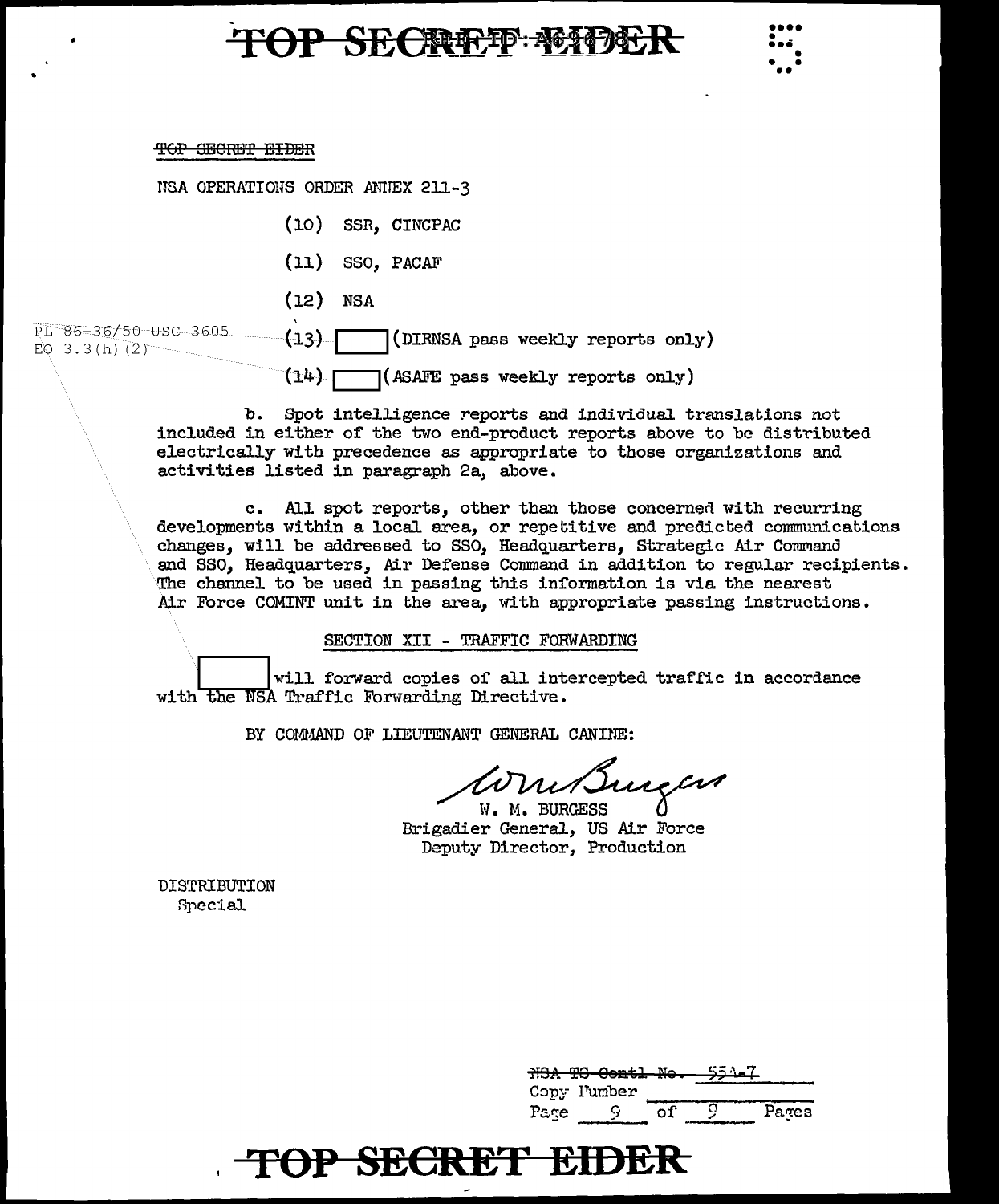~~TOP SECRET EIDER~~

NSA OPERATIONS ORDER ANNEX 211-3

(10) SSR, CINCPAC

(11) SSO, PACAF

(12) NSA

PL 86-36/50 USC 3605
EO 3.3(h)(2)

(13) [ ] (DIRNSA pass weekly reports only)

(14) [ ] (ASAFE pass weekly reports only)

b. Spot intelligence reports and individual translations not included in either of the two end-product reports above to be distributed electrically with precedence as appropriate to those organizations and activities listed in paragraph 2a, above.

c. All spot reports, other than those concerned with recurring developments within a local area, or repetitive and predicted communications changes, will be addressed to SSO, Headquarters, Strategic Air Command and SSO, Headquarters, Air Defense Command in addition to regular recipients. The channel to be used in passing this information is via the nearest Air Force COMINT unit in the area, with appropriate passing instructions.

SECTION XII - TRAFFIC FORWARDING

[ ] will forward copies of all intercepted traffic in accordance with the NSA Traffic Forwarding Directive.

BY COMMAND OF LIEUTENANT GENERAL CANINE:

W. M. BURGESS
Brigadier General, US Air Force
Deputy Director, Production

DISTRIBUTION
Special

~~NSA TS Contl No.~~ 554-7
Copy Number
Page 9 of 9 Pages